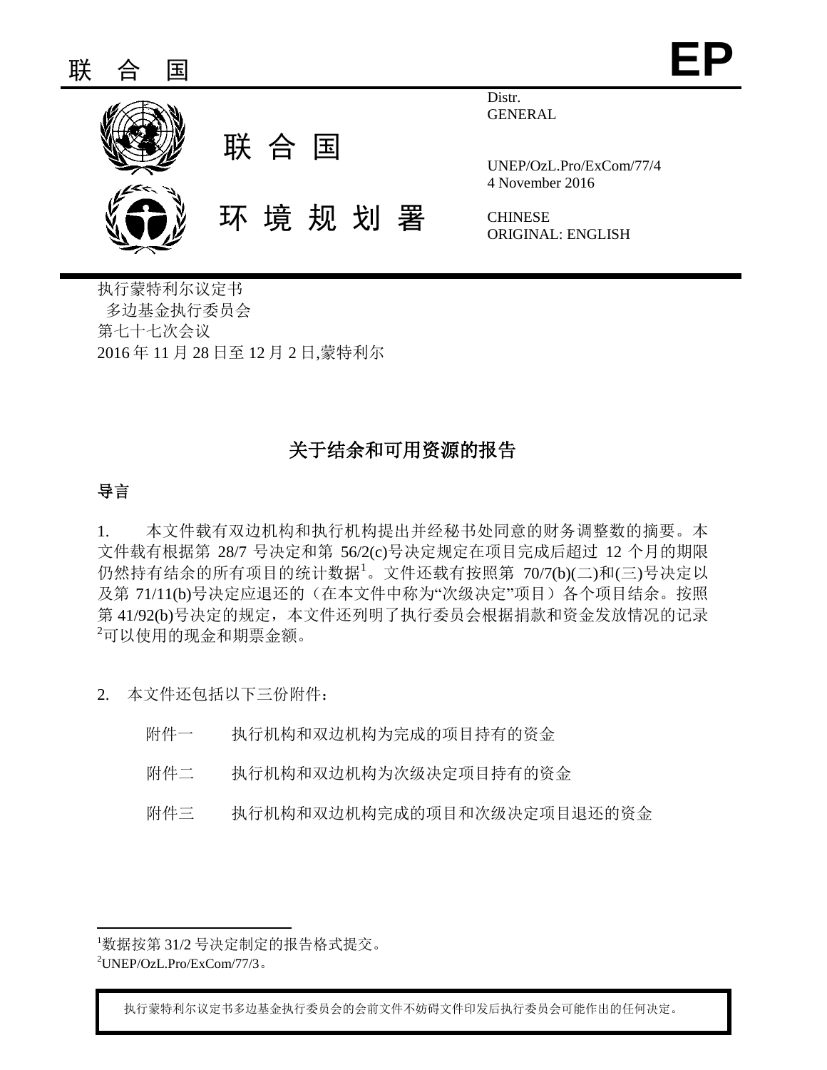联 合 国 **EP**

联 合 国

环 境 规 划 署

Distr.
GENERAL

UNEP/OzL.Pro/ExCom/77/4
4 November 2016

CHINESE
ORIGINAL: ENGLISH

执行蒙特利尔议定书
多边基金执行委员会
第七十七次会议
2016 年 11 月 28 日至 12 月 2 日,蒙特利尔

# 关于结余和可用资源的报告

## 导言

1. 本文件载有双边机构和执行机构提出并经秘书处同意的财务调整数的摘要。本文件载有根据第 28/7 号决定和第 56/2(c)号决定规定在项目完成后超过 12 个月的期限仍然持有结余的所有项目的统计数据[1]。文件还载有按照第 70/7(b)(二)和(三)号决定以及第 71/11(b)号决定应退还的（在本文件中称为“次级决定”项目）各个项目结余。按照第 41/92(b)号决定的规定，本文件还列明了执行委员会根据捐款和资金发放情况的记录[2]可以使用的现金和期票金额。

2. 本文件还包括以下三份附件：

附件一 执行机构和双边机构为完成的项目持有的资金

附件二 执行机构和双边机构为次级决定项目持有的资金

附件三 执行机构和双边机构完成的项目和次级决定项目退还的资金

[1]数据按第 31/2 号决定制定的报告格式提交。
[2]UNEP/OzL.Pro/ExCom/77/3。

执行蒙特利尔议定书多边基金执行委员会的会前文件不妨碍文件印发后执行委员会可能作出的任何决定。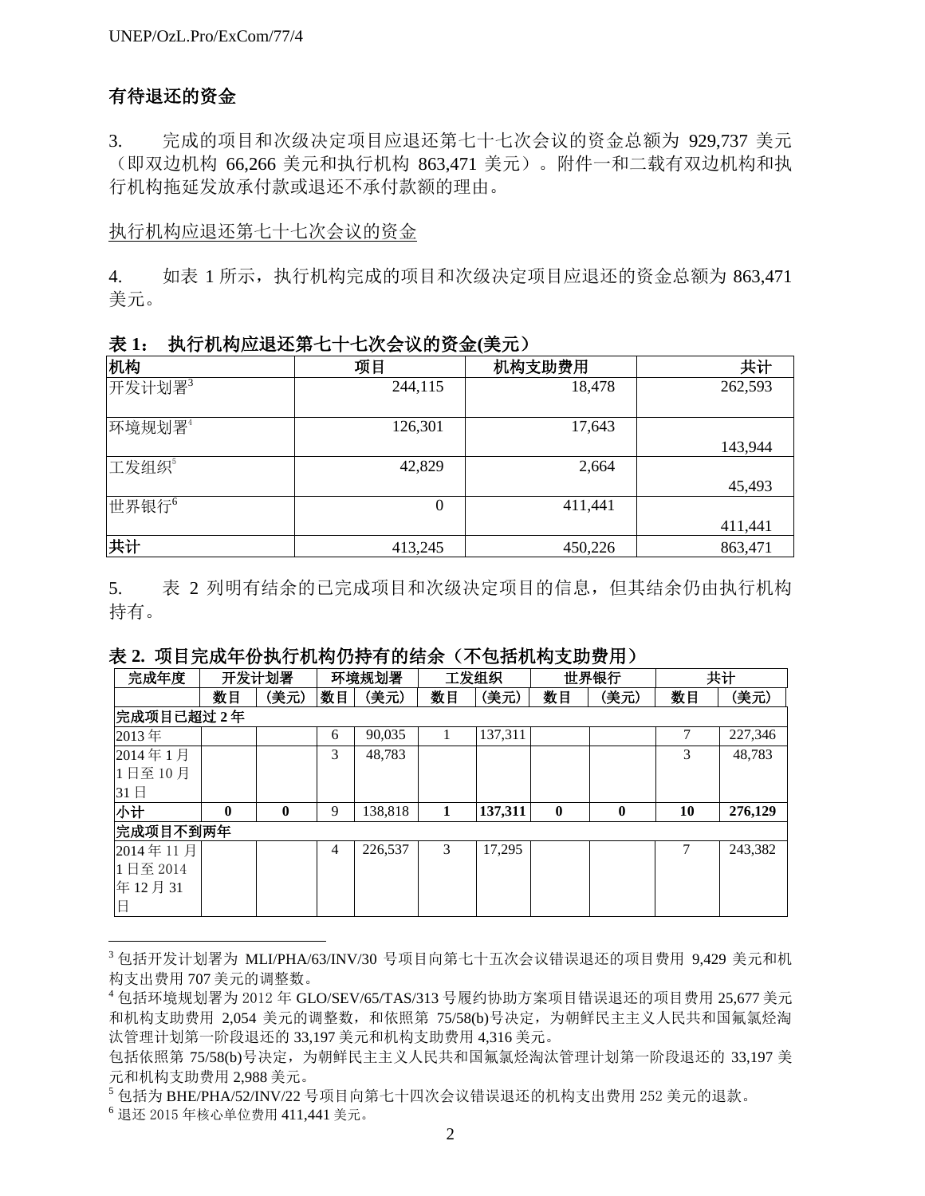## 有待退还的资金

3. 完成的项目和次级决定项目应退还第七十七次会议的资金总额为 929,737 美元（即双边机构 66,266 美元和执行机构 863,471 美元）。附件一和二载有双边机构和执行机构拖延发放承付款或退还不承付款额的理由。

执行机构应退还第七十七次会议的资金

4. 如表 1 所示，执行机构完成的项目和次级决定项目应退还的资金总额为 863,471 美元。

**表 1： 执行机构应退还第七十七次会议的资金(美元)**

| 机构 | 项目 | 机构支助费用 | 共计 |
|---|---|---|---|
| 开发计划署[3] | 244,115 | 18,478 | 262,593 |
| 环境规划署[4] | 126,301 | 17,643 | 143,944 |
| 工发组织[5] | 42,829 | 2,664 | 45,493 |
| 世界银行[6] | 0 | 411,441 | 411,441 |
| **共计** | 413,245 | 450,226 | 863,471 |

5. 表 2 列明有结余的已完成项目和次级决定项目的信息，但其结余仍由执行机构持有。

**表 2. 项目完成年份执行机构仍持有的结余（不包括机构支助费用）**

| 完成年度 | 开发计划署 | | 环境规划署 | | 工发组织 | | 世界银行 | | 共计 | |
|---|---|---|---|---|---|---|---|---|---|---|
| | 数目 | (美元) | 数目 | (美元) | 数目 | (美元) | 数目 | (美元) | 数目 | (美元) |
| **完成项目已超过 2 年** | | | | | | | | | | |
| 2013 年 | | | 6 | 90,035 | 1 | 137,311 | | | 7 | 227,346 |
| 2014 年 1 月 1 日至 10 月 31 日 | | | 3 | 48,783 | | | | | 3 | 48,783 |
| **小计** | **0** | **0** | 9 | 138,818 | **1** | **137,311** | **0** | **0** | **10** | **276,129** |
| **完成项目不到两年** | | | | | | | | | | |
| 2014 年 11 月 1 日至 2014 年 12 月 31 日 | | | 4 | 226,537 | 3 | 17,295 | | | 7 | 243,382 |

---

[3] 包括开发计划署为 MLI/PHA/63/INV/30 号项目向第七十五次会议错误退还的项目费用 9,429 美元和机构支出费用 707 美元的调整数。

[4] 包括环境规划署为 2012 年 GLO/SEV/65/TAS/313 号履约协助方案项目错误退还的项目费用 25,677 美元和机构支助费用 2,054 美元的调整数，和依照第 75/58(b)号决定，为朝鲜民主主义人民共和国氟氯烃淘汰管理计划第一阶段退还的 33,197 美元和机构支助费用 4,316 美元。

包括依照第 75/58(b)号决定，为朝鲜民主主义人民共和国氟氯烃淘汰管理计划第一阶段退还的 33,197 美元和机构支助费用 2,988 美元。

[5] 包括为 BHE/PHA/52/INV/22 号项目向第七十四次会议错误退还的机构支出费用 252 美元的退款。

[6] 退还 2015 年核心单位费用 411,441 美元。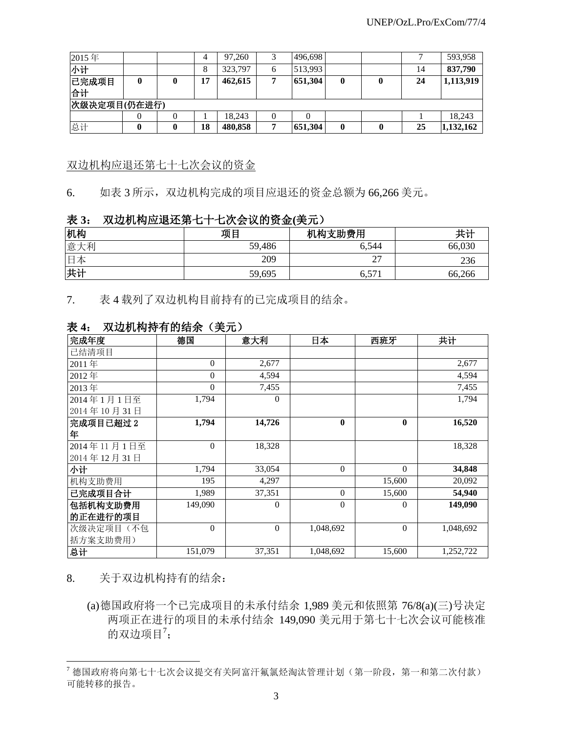| 2015 年 | | | 4 | 97,260 | 3 | 496,698 | | | 7 | 593,958 |
|---|---|---|---|---|---|---|---|---|---|---|
| 小计 | | | 8 | 323,797 | 6 | 513,993 | | | 14 | **837,790** |
| **已完成项目合计** | **0** | **0** | **17** | **462,615** | **7** | **651,304** | **0** | **0** | **24** | **1,113,919** |
| **次级决定项目(仍在进行)** | | | | | | | | | | |
| | 0 | 0 | 1 | 18,243 | 0 | 0 | | | 1 | 18,243 |
| 总计 | **0** | **0** | **18** | **480,858** | **7** | **651,304** | **0** | **0** | **25** | **1,132,162** |

双边机构应退还第七十七次会议的资金

6. 如表 3 所示，双边机构完成的项目应退还的资金总额为 66,266 美元。

**表 3： 双边机构应退第七十七次会议的资金(美元)**

| 机构 | 项目 | 机构支助费用 | 共计 |
|---|---|---|---|
| 意大利 | 59,486 | 6,544 | 66,030 |
| 日本 | 209 | 27 | 236 |
| **共计** | 59,695 | 6,571 | 66,266 |

7. 表 4 载列了双边机构目前持有的已完成项目的结余。

**表 4： 双边机构持有的结余（美元）**

| 完成年度 | 德国 | 意大利 | 日本 | 西班牙 | 共计 |
|---|---|---|---|---|---|
| 已结清项目 | | | | | |
| 2011 年 | 0 | 2,677 | | | 2,677 |
| 2012 年 | 0 | 4,594 | | | 4,594 |
| 2013 年 | 0 | 7,455 | | | 7,455 |
| 2014 年 1 月 1 日至 2014 年 10 月 31 日 | 1,794 | 0 | | | 1,794 |
| **完成项目已超过 2 年** | **1,794** | **14,726** | **0** | **0** | **16,520** |
| 2014 年 11 月 1 日至 2014 年 12 月 31 日 | 0 | 18,328 | | | 18,328 |
| **小计** | 1,794 | 33,054 | 0 | 0 | **34,848** |
| 机构支助费用 | 195 | 4,297 | | 15,600 | 20,092 |
| **已完成项目合计** | 1,989 | 37,351 | 0 | 15,600 | **54,940** |
| **包括机构支助费用的正在进行的项目** | 149,090 | 0 | 0 | 0 | **149,090** |
| 次级决定项目（不包括方案支助费用） | 0 | 0 | 1,048,692 | 0 | 1,048,692 |
| **总计** | 151,079 | 37,351 | 1,048,692 | 15,600 | 1,252,722 |

8. 关于双边机构持有的结余：

(a) 德国政府将一个已完成项目的未承付结余 1,989 美元和依照第 76/8(a)(三)号决定两项正在进行的项目的未承付结余 149,090 美元用于第七十七次会议可能核准的双边项目[7]；

[7] 德国政府将向第七十七次会议提交有关阿富汗氟氯烃淘汰管理计划（第一阶段，第一和第二次付款）可能转移的报告。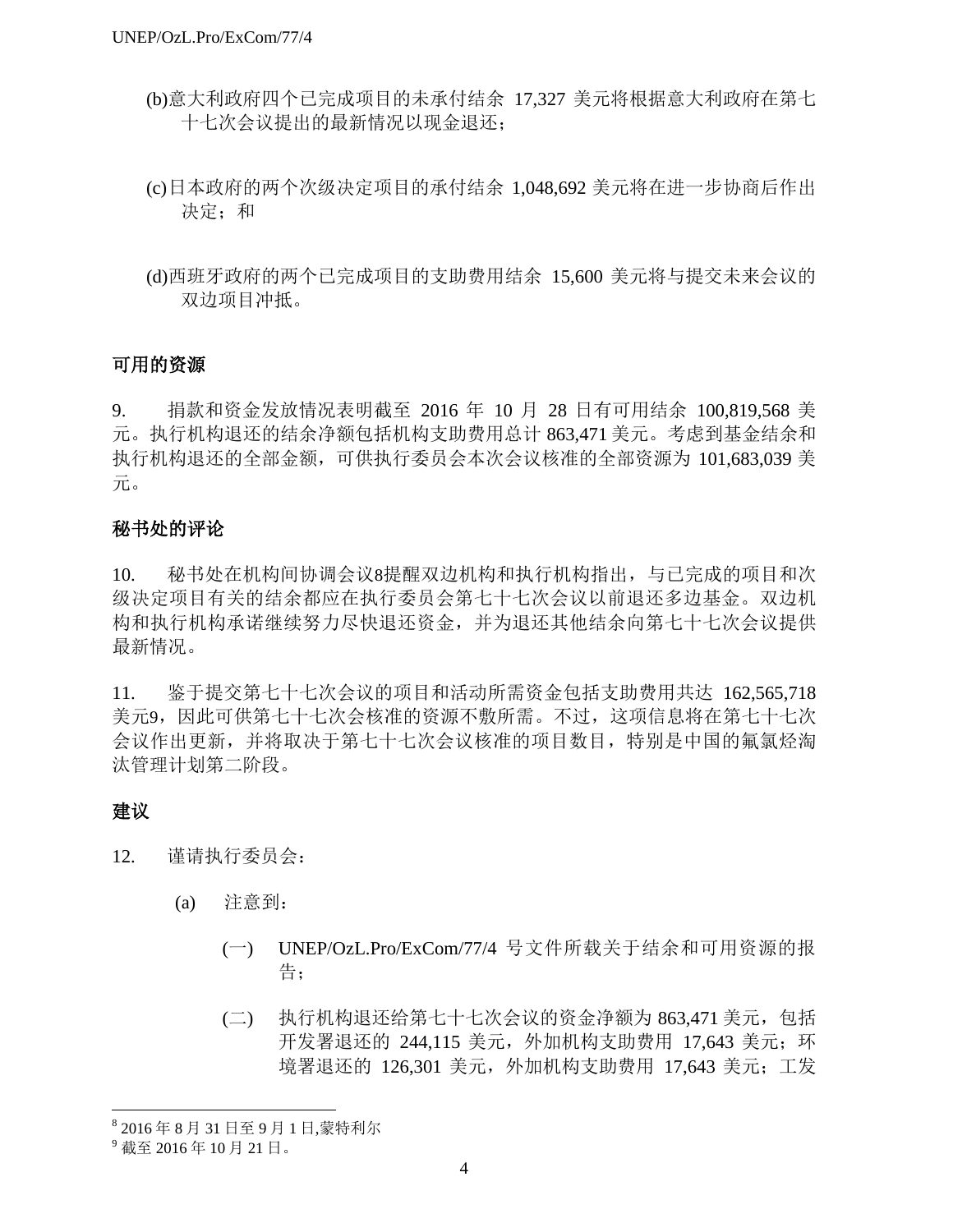(b) 意大利政府四个已完成项目的未承付结余 17,327 美元将根据意大利政府在第七十七次会议提出的最新情况以现金退还；

(c) 日本政府的两个次级决定项目的承付结余 1,048,692 美元将在进一步协商后作出决定；和

(d) 西班牙政府的两个已完成项目的支助费用结余 15,600 美元将与提交未来会议的双边项目冲抵。

**可用的资源**

9. 捐款和资金发放情况表明截至 2016 年 10 月 28 日有可用结余 100,819,568 美元。执行机构退还的结余净额包括机构支助费用总计 863,471 美元。考虑到基金结余和执行机构退还的全部金额，可供执行委员会本次会议核准的全部资源为 101,683,039 美元。

**秘书处的评论**

10. 秘书处在机构间协调会议[8]提醒双边机构和执行机构指出，与已完成的项目和次级决定项目有关的结余都应在执行委员会第七十七次会议以前退还多边基金。双边机构和执行机构承诺继续努力尽快退还资金，并为退还其他结余向第七十七次会议提供最新情况。

11. 鉴于提交第七十七次会议的项目和活动所需资金包括支助费用共达 162,565,718 美元[9]，因此可供第七十七次会核准的资源不敷所需。不过，这项信息将在第七十七次会议作出更新，并将取决于第七十七次会议核准的项目数目，特别是中国的氟氯烃淘汰管理计划第二阶段。

**建议**

12. 谨请执行委员会：

(a) 注意到：

(一) UNEP/OzL.Pro/ExCom/77/4 号文件所载关于结余和可用资源的报告；

(二) 执行机构退还给第七十七次会议的资金净额为 863,471 美元，包括开发署退还的 244,115 美元，外加机构支助费用 17,643 美元；环境署退还的 126,301 美元，外加机构支助费用 17,643 美元；工发

[8] 2016 年 8 月 31 日至 9 月 1 日,蒙特利尔

[9] 截至 2016 年 10 月 21 日。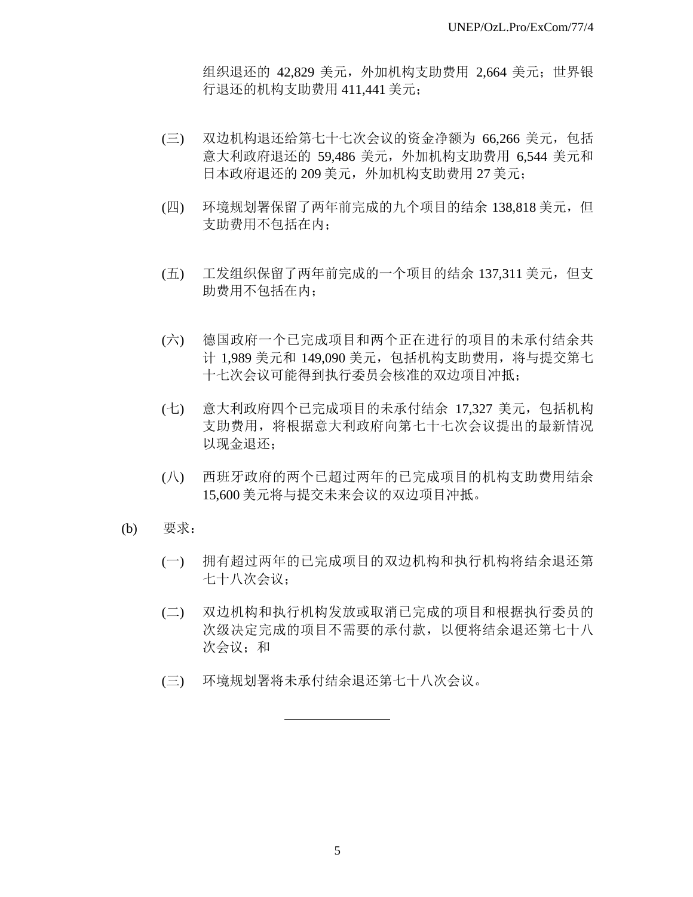组织退还的 42,829 美元，外加机构支助费用 2,664 美元；世界银行退还的机构支助费用 411,441 美元；

(三) 双边机构退还给第七十七次会议的资金净额为 66,266 美元，包括意大利政府退还的 59,486 美元，外加机构支助费用 6,544 美元和日本政府退还的 209 美元，外加机构支助费用 27 美元；

(四) 环境规划署保留了两年前完成的九个项目的结余 138,818 美元，但支助费用不包括在内；

(五) 工发组织保留了两年前完成的一个项目的结余 137,311 美元，但支助费用不包括在内；

(六) 德国政府一个已完成项目和两个正在进行的项目的未承付结余共计 1,989 美元和 149,090 美元，包括机构支助费用，将与提交第七十七次会议可能得到执行委员会核准的双边项目冲抵；

(七) 意大利政府四个已完成项目的未承付结余 17,327 美元，包括机构支助费用，将根据意大利政府向第七十七次会议提出的最新情况以现金退还；

(八) 西班牙政府的两个已超过两年的已完成项目的机构支助费用结余 15,600 美元将与提交未来会议的双边项目冲抵。

(b) 要求：

(一) 拥有超过两年的已完成项目的双边机构和执行机构将结余退还第七十八次会议；

(二) 双边机构和执行机构发放或取消已完成的项目和根据执行委员的次级决定完成的项目不需要的承付款，以便将结余退还第七十八次会议；和

(三) 环境规划署将未承付结余退还第七十八次会议。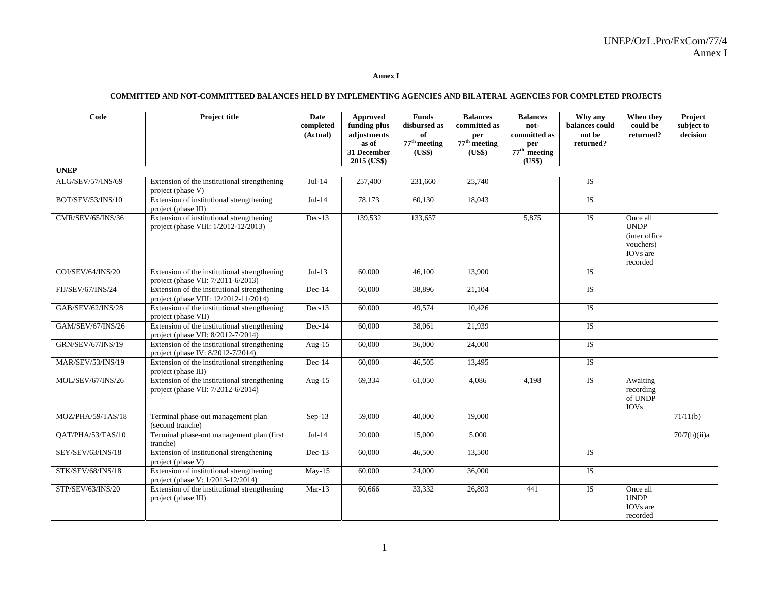# Annex I

## COMMITTED AND NOT-COMMITTEED BALANCES HELD BY IMPLEMENTING AGENCIES AND BILATERAL AGENCIES FOR COMPLETED PROJECTS

| Code | Project title | Date completed (Actual) | Approved funding plus adjustments as of 31 December 2015 (US$) | Funds disbursed as of 77th meeting (US$) | Balances committed as per 77th meeting (US$) | Balances not-committed as per 77th meeting (US$) | Why any balances could not be returned? | When they could be returned? | Project subject to decision |
|---|---|---|---|---|---|---|---|---|---|
| **UNEP** | | | | | | | | | |
| ALG/SEV/57/INS/69 | Extension of the institutional strengthening project (phase V) | Jul-14 | 257,400 | 231,660 | 25,740 | | IS | | |
| BOT/SEV/53/INS/10 | Extension of institutional strengthening project (phase III) | Jul-14 | 78,173 | 60,130 | 18,043 | | IS | | |
| CMR/SEV/65/INS/36 | Extension of institutional strengthening project (phase VIII: 1/2012-12/2013) | Dec-13 | 139,532 | 133,657 | | 5,875 | IS | Once all UNDP (inter office vouchers) IOVs are recorded | |
| COI/SEV/64/INS/20 | Extension of the institutional strengthening project (phase VII: 7/2011-6/2013) | Jul-13 | 60,000 | 46,100 | 13,900 | | IS | | |
| FIJ/SEV/67/INS/24 | Extension of the institutional strengthening project (phase VIII: 12/2012-11/2014) | Dec-14 | 60,000 | 38,896 | 21,104 | | IS | | |
| GAB/SEV/62/INS/28 | Extension of the institutional strengthening project (phase VII) | Dec-13 | 60,000 | 49,574 | 10,426 | | IS | | |
| GAM/SEV/67/INS/26 | Extension of the institutional strengthening project (phase VII: 8/2012-7/2014) | Dec-14 | 60,000 | 38,061 | 21,939 | | IS | | |
| GRN/SEV/67/INS/19 | Extension of the institutional strengthening project (phase IV: 8/2012-7/2014) | Aug-15 | 60,000 | 36,000 | 24,000 | | IS | | |
| MAR/SEV/53/INS/19 | Extension of the institutional strengthening project (phase III) | Dec-14 | 60,000 | 46,505 | 13,495 | | IS | | |
| MOL/SEV/67/INS/26 | Extension of the institutional strengthening project (phase VII: 7/2012-6/2014) | Aug-15 | 69,334 | 61,050 | 4,086 | 4,198 | IS | Awaiting recording of UNDP IOVs | |
| MOZ/PHA/59/TAS/18 | Terminal phase-out management plan (second tranche) | Sep-13 | 59,000 | 40,000 | 19,000 | | | | 71/11(b) |
| QAT/PHA/53/TAS/10 | Terminal phase-out management plan (first tranche) | Jul-14 | 20,000 | 15,000 | 5,000 | | | | 70/7(b)(ii)a |
| SEY/SEV/63/INS/18 | Extension of institutional strengthening project (phase V) | Dec-13 | 60,000 | 46,500 | 13,500 | | IS | | |
| STK/SEV/68/INS/18 | Extension of institutional strengthening project (phase V: 1/2013-12/2014) | May-15 | 60,000 | 24,000 | 36,000 | | IS | | |
| STP/SEV/63/INS/20 | Extension of the institutional strengthening project (phase III) | Mar-13 | 60,666 | 33,332 | 26,893 | 441 | IS | Once all UNDP IOVs are recorded | |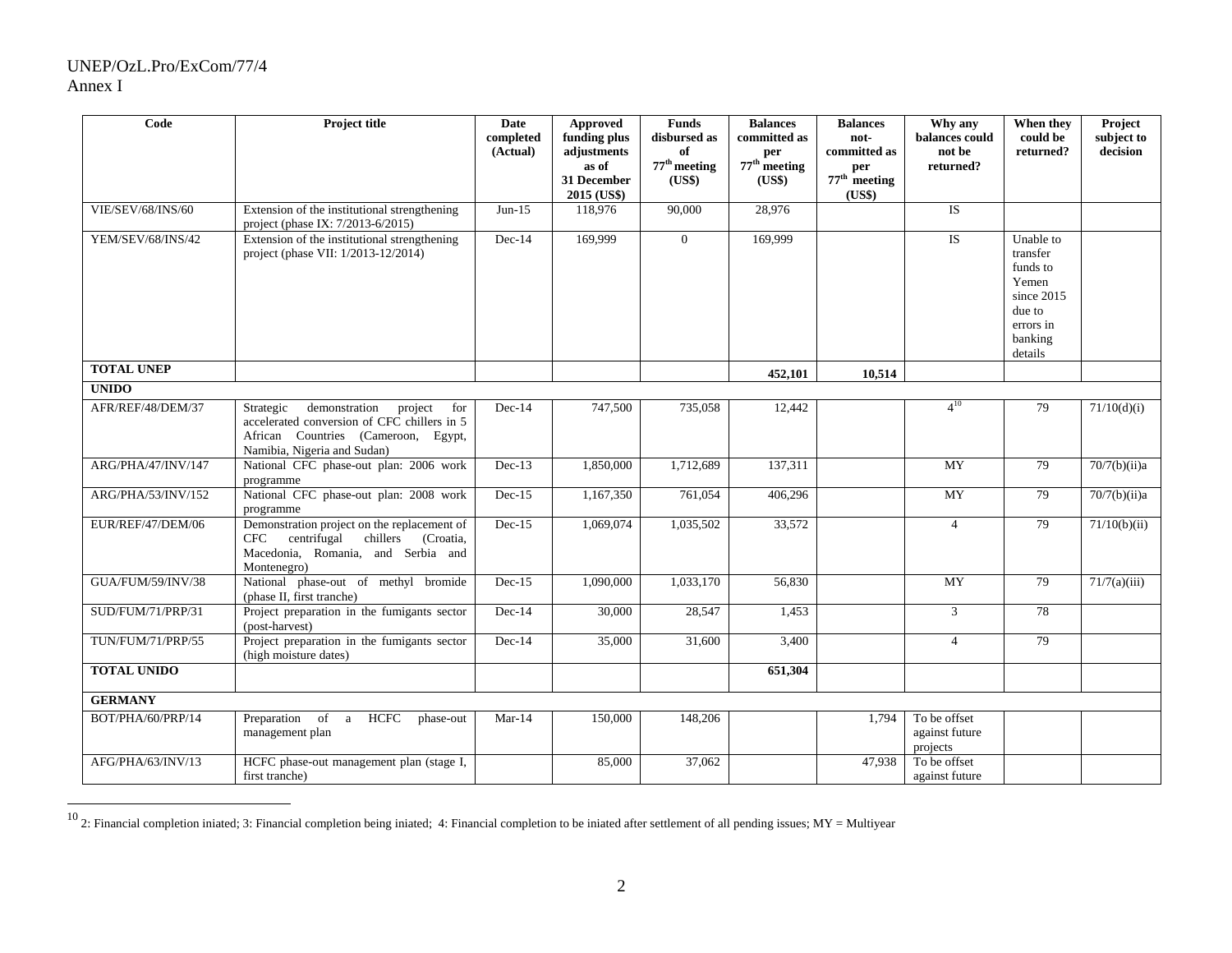| Code | Project title | Date completed (Actual) | Approved funding plus adjustments as of 31 December 2015 (US$) | Funds disbursed as of 77th meeting (US$) | Balances committed as per 77th meeting (US$) | Balances not-committed as per 77th meeting (US$) | Why any balances could not be returned? | When they could be returned? | Project subject to decision |
|---|---|---|---|---|---|---|---|---|---|
| VIE/SEV/68/INS/60 | Extension of the institutional strengthening project (phase IX: 7/2013-6/2015) | Jun-15 | 118,976 | 90,000 | 28,976 | | IS | | |
| YEM/SEV/68/INS/42 | Extension of the institutional strengthening project (phase VII: 1/2013-12/2014) | Dec-14 | 169,999 | 0 | 169,999 | | IS | Unable to transfer funds to Yemen since 2015 due to errors in banking details | |
| **TOTAL UNEP** | | | | | **452,101** | **10,514** | | | |
| **UNIDO** | | | | | | | | | |
| AFR/REF/48/DEM/37 | Strategic demonstration project for accelerated conversion of CFC chillers in 5 African Countries (Cameroon, Egypt, Namibia, Nigeria and Sudan) | Dec-14 | 747,500 | 735,058 | 12,442 | | 4[10] | 79 | 71/10(d)(i) |
| ARG/PHA/47/INV/147 | National CFC phase-out plan: 2006 work programme | Dec-13 | 1,850,000 | 1,712,689 | 137,311 | | MY | 79 | 70/7(b)(ii)a |
| ARG/PHA/53/INV/152 | National CFC phase-out plan: 2008 work programme | Dec-15 | 1,167,350 | 761,054 | 406,296 | | MY | 79 | 70/7(b)(ii)a |
| EUR/REF/47/DEM/06 | Demonstration project on the replacement of CFC centrifugal chillers (Croatia, Macedonia, Romania, and Serbia and Montenegro) | Dec-15 | 1,069,074 | 1,035,502 | 33,572 | | 4 | 79 | 71/10(b)(ii) |
| GUA/FUM/59/INV/38 | National phase-out of methyl bromide (phase II, first tranche) | Dec-15 | 1,090,000 | 1,033,170 | 56,830 | | MY | 79 | 71/7(a)(iii) |
| SUD/FUM/71/PRP/31 | Project preparation in the fumigants sector (post-harvest) | Dec-14 | 30,000 | 28,547 | 1,453 | | 3 | 78 | |
| TUN/FUM/71/PRP/55 | Project preparation in the fumigants sector (high moisture dates) | Dec-14 | 35,000 | 31,600 | 3,400 | | 4 | 79 | |
| **TOTAL UNIDO** | | | | | **651,304** | | | | |
| **GERMANY** | | | | | | | | | |
| BOT/PHA/60/PRP/14 | Preparation of a HCFC phase-out management plan | Mar-14 | 150,000 | 148,206 | | 1,794 | To be offset against future projects | | |
| AFG/PHA/63/INV/13 | HCFC phase-out management plan (stage I, first tranche) | | 85,000 | 37,062 | | 47,938 | To be offset against future | | |

[10] 2: Financial completion iniated; 3: Financial completion being iniated; 4: Financial completion to be iniated after settlement of all pending issues; MY = Multiyear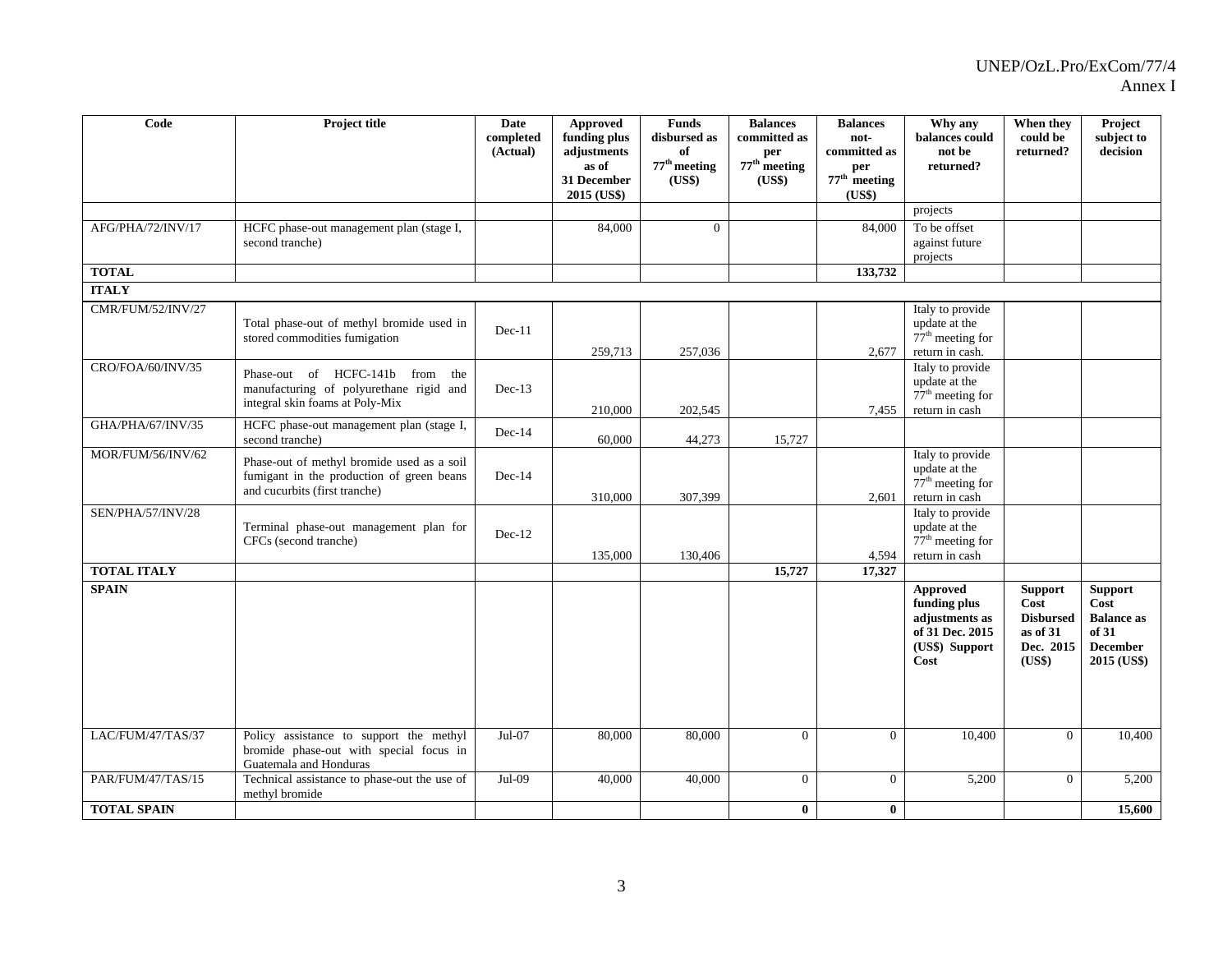| Code | Project title | Date completed (Actual) | Approved funding plus adjustments as of 31 December 2015 (US$) | Funds disbursed as of 77th meeting (US$) | Balances committed as per 77th meeting (US$) | Balances not-committed as per 77th meeting (US$) | Why any balances could not be returned? | When they could be returned? | Project subject to decision |
|---|---|---|---|---|---|---|---|---|---|
| | | | | | | | projects | | |
| AFG/PHA/72/INV/17 | HCFC phase-out management plan (stage I, second tranche) | | 84,000 | 0 | | 84,000 | To be offset against future projects | | |
| **TOTAL** | | | | | | **133,732** | | | |
| **ITALY** | | | | | | | | | |
| CMR/FUM/52/INV/27 | Total phase-out of methyl bromide used in stored commodities fumigation | Dec-11 | 259,713 | 257,036 | | 2,677 | Italy to provide update at the 77th meeting for return in cash. | | |
| CRO/FOA/60/INV/35 | Phase-out of HCFC-141b from the manufacturing of polyurethane rigid and integral skin foams at Poly-Mix | Dec-13 | 210,000 | 202,545 | | 7,455 | Italy to provide update at the 77th meeting for return in cash | | |
| GHA/PHA/67/INV/35 | HCFC phase-out management plan (stage I, second tranche) | Dec-14 | 60,000 | 44,273 | 15,727 | | | | |
| MOR/FUM/56/INV/62 | Phase-out of methyl bromide used as a soil fumigant in the production of green beans and cucurbits (first tranche) | Dec-14 | 310,000 | 307,399 | | 2,601 | Italy to provide update at the 77th meeting for return in cash | | |
| SEN/PHA/57/INV/28 | Terminal phase-out management plan for CFCs (second tranche) | Dec-12 | 135,000 | 130,406 | | 4,594 | Italy to provide update at the 77th meeting for return in cash | | |
| **TOTAL ITALY** | | | | | **15,727** | **17,327** | | | |
| **SPAIN** | | | | | | | **Approved funding plus adjustments as of 31 Dec. 2015 (US$) Support Cost** | **Support Cost Disbursed as of 31 Dec. 2015 (US$)** | **Support Cost Balance as of 31 December 2015 (US$)** |
| LAC/FUM/47/TAS/37 | Policy assistance to support the methyl bromide phase-out with special focus in Guatemala and Honduras | Jul-07 | 80,000 | 80,000 | 0 | 0 | 10,400 | 0 | 10,400 |
| PAR/FUM/47/TAS/15 | Technical assistance to phase-out the use of methyl bromide | Jul-09 | 40,000 | 40,000 | 0 | 0 | 5,200 | 0 | 5,200 |
| **TOTAL SPAIN** | | | | | **0** | **0** | | | **15,600** |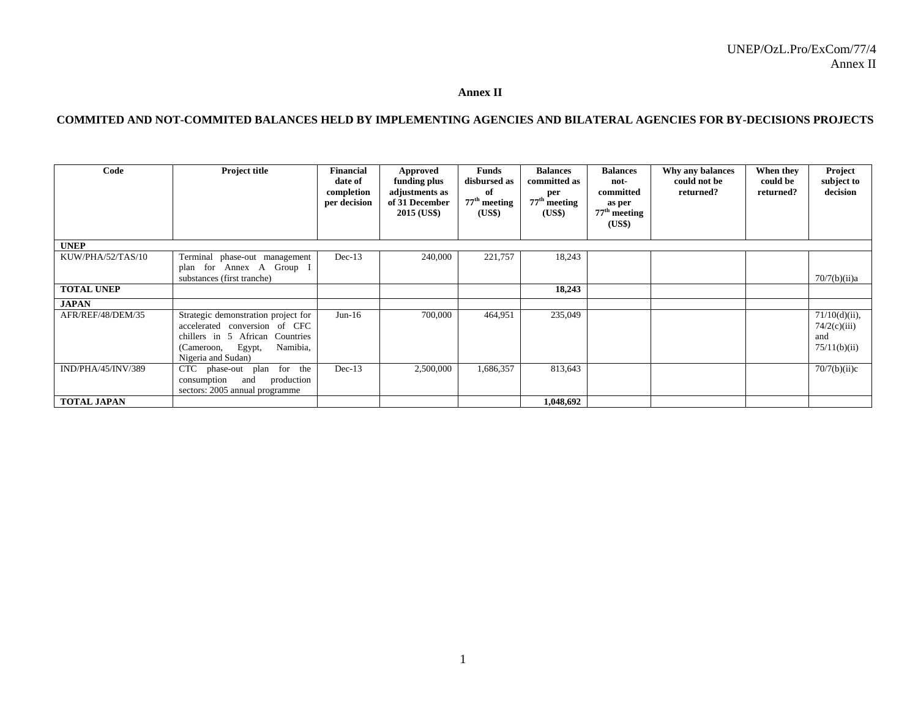# Annex II

## COMMITED AND NOT-COMMITED BALANCES HELD BY IMPLEMENTING AGENCIES AND BILATERAL AGENCIES FOR BY-DECISIONS PROJECTS

| Code | Project title | Financial date of completion per decision | Approved funding plus adjustments as of 31 December 2015 (US$) | Funds disbursed as of 77th meeting (US$) | Balances committed as per 77th meeting (US$) | Balances not-committed as per 77th meeting (US$) | Why any balances could not be returned? | When they could be returned? | Project subject to decision |
|---|---|---|---|---|---|---|---|---|---|
| **UNEP** | | | | | | | | | |
| KUW/PHA/52/TAS/10 | Terminal phase-out management plan for Annex A Group I substances (first tranche) | Dec-13 | 240,000 | 221,757 | 18,243 | | | | 70/7(b)(ii)a |
| **TOTAL UNEP** | | | | | **18,243** | | | | |
| **JAPAN** | | | | | | | | | |
| AFR/REF/48/DEM/35 | Strategic demonstration project for accelerated conversion of CFC chillers in 5 African Countries (Cameroon, Egypt, Namibia, Nigeria and Sudan) | Jun-16 | 700,000 | 464,951 | 235,049 | | | | 71/10(d)(ii), 74/2(c)(iii) and 75/11(b)(ii) |
| IND/PHA/45/INV/389 | CTC phase-out plan for the consumption and production sectors: 2005 annual programme | Dec-13 | 2,500,000 | 1,686,357 | 813,643 | | | | 70/7(b)(ii)c |
| **TOTAL JAPAN** | | | | | **1,048,692** | | | | |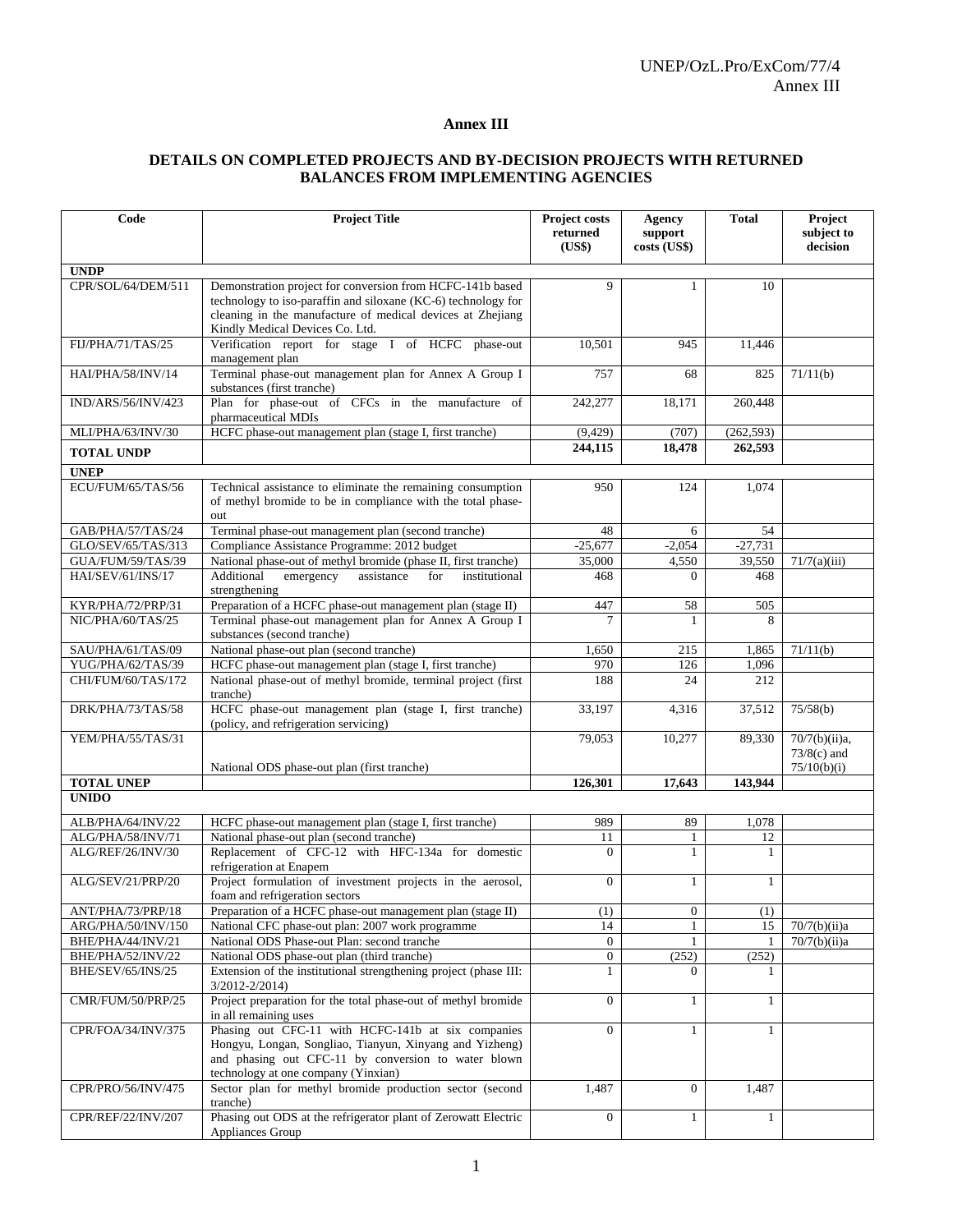# Annex III

## DETAILS ON COMPLETED PROJECTS AND BY-DECISION PROJECTS WITH RETURNED BALANCES FROM IMPLEMENTING AGENCIES

| Code | Project Title | Project costs returned (US$) | Agency support costs (US$) | Total | Project subject to decision |
|---|---|---|---|---|---|
| **UNDP** | | | | | |
| CPR/SOL/64/DEM/511 | Demonstration project for conversion from HCFC-141b based technology to iso-paraffin and siloxane (KC-6) technology for cleaning in the manufacture of medical devices at Zhejiang Kindly Medical Devices Co. Ltd. | 9 | 1 | 10 | |
| FIJ/PHA/71/TAS/25 | Verification report for stage I of HCFC phase-out management plan | 10,501 | 945 | 11,446 | |
| HAI/PHA/58/INV/14 | Terminal phase-out management plan for Annex A Group I substances (first tranche) | 757 | 68 | 825 | 71/11(b) |
| IND/ARS/56/INV/423 | Plan for phase-out of CFCs in the manufacture of pharmaceutical MDIs | 242,277 | 18,171 | 260,448 | |
| MLI/PHA/63/INV/30 | HCFC phase-out management plan (stage I, first tranche) | (9,429) | (707) | (262,593) | |
| **TOTAL UNDP** | | **244,115** | **18,478** | **262,593** | |
| **UNEP** | | | | | |
| ECU/FUM/65/TAS/56 | Technical assistance to eliminate the remaining consumption of methyl bromide to be in compliance with the total phase-out | 950 | 124 | 1,074 | |
| GAB/PHA/57/TAS/24 | Terminal phase-out management plan (second tranche) | 48 | 6 | 54 | |
| GLO/SEV/65/TAS/313 | Compliance Assistance Programme: 2012 budget | -25,677 | -2,054 | -27,731 | |
| GUA/FUM/59/TAS/39 | National phase-out of methyl bromide (phase II, first tranche) | 35,000 | 4,550 | 39,550 | 71/7(a)(iii) |
| HAI/SEV/61/INS/17 | Additional emergency assistance for institutional strengthening | 468 | 0 | 468 | |
| KYR/PHA/72/PRP/31 | Preparation of a HCFC phase-out management plan (stage II) | 447 | 58 | 505 | |
| NIC/PHA/60/TAS/25 | Terminal phase-out management plan for Annex A Group I substances (second tranche) | 7 | 1 | 8 | |
| SAU/PHA/61/TAS/09 | National phase-out plan (second tranche) | 1,650 | 215 | 1,865 | 71/11(b) |
| YUG/PHA/62/TAS/39 | HCFC phase-out management plan (stage I, first tranche) | 970 | 126 | 1,096 | |
| CHI/FUM/60/TAS/172 | National phase-out of methyl bromide, terminal project (first tranche) | 188 | 24 | 212 | |
| DRK/PHA/73/TAS/58 | HCFC phase-out management plan (stage I, first tranche) (policy, and refrigeration servicing) | 33,197 | 4,316 | 37,512 | 75/58(b) |
| YEM/PHA/55/TAS/31 | National ODS phase-out plan (first tranche) | 79,053 | 10,277 | 89,330 | 70/7(b)(ii)a, 73/8(c) and 75/10(b)(i) |
| **TOTAL UNEP** | | **126,301** | **17,643** | **143,944** | |
| **UNIDO** | | | | | |
| ALB/PHA/64/INV/22 | HCFC phase-out management plan (stage I, first tranche) | 989 | 89 | 1,078 | |
| ALG/PHA/58/INV/71 | National phase-out plan (second tranche) | 11 | 1 | 12 | |
| ALG/REF/26/INV/30 | Replacement of CFC-12 with HFC-134a for domestic refrigeration at Enapem | 0 | 1 | 1 | |
| ALG/SEV/21/PRP/20 | Project formulation of investment projects in the aerosol, foam and refrigeration sectors | 0 | 1 | 1 | |
| ANT/PHA/73/PRP/18 | Preparation of a HCFC phase-out management plan (stage II) | (1) | 0 | (1) | |
| ARG/PHA/50/INV/150 | National CFC phase-out plan: 2007 work programme | 14 | 1 | 15 | 70/7(b)(ii)a |
| BHE/PHA/44/INV/21 | National ODS Phase-out Plan: second tranche | 0 | 1 | 1 | 70/7(b)(ii)a |
| BHE/PHA/52/INV/22 | National ODS phase-out plan (third tranche) | 0 | (252) | (252) | |
| BHE/SEV/65/INS/25 | Extension of the institutional strengthening project (phase III: 3/2012-2/2014) | 1 | 0 | 1 | |
| CMR/FUM/50/PRP/25 | Project preparation for the total phase-out of methyl bromide in all remaining uses | 0 | 1 | 1 | |
| CPR/FOA/34/INV/375 | Phasing out CFC-11 with HCFC-141b at six companies Hongyu, Longan, Songliao, Tianyun, Xinyang and Yizheng) and phasing out CFC-11 by conversion to water blown technology at one company (Yinxian) | 0 | 1 | 1 | |
| CPR/PRO/56/INV/475 | Sector plan for methyl bromide production sector (second tranche) | 1,487 | 0 | 1,487 | |
| CPR/REF/22/INV/207 | Phasing out ODS at the refrigerator plant of Zerowatt Electric Appliances Group | 0 | 1 | 1 | |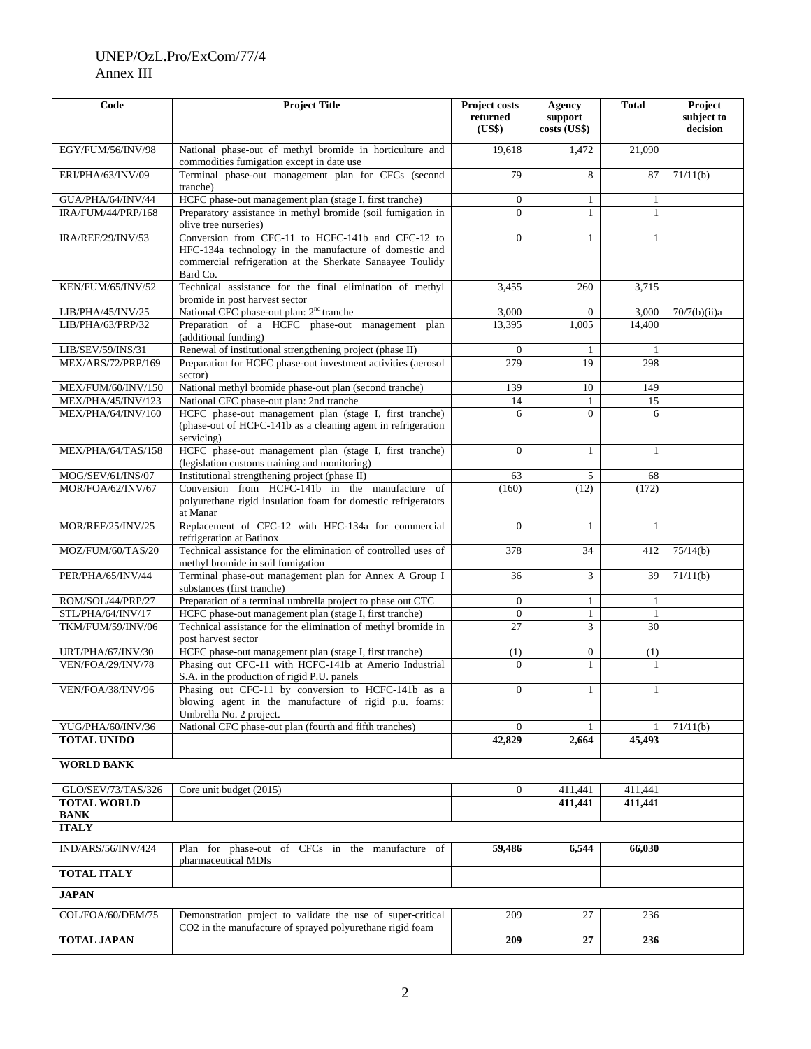| Code | Project Title | Project costs returned (US$) | Agency support costs (US$) | Total | Project subject to decision |
|---|---|---|---|---|---|
| EGY/FUM/56/INV/98 | National phase-out of methyl bromide in horticulture and commodities fumigation except in date use | 19,618 | 1,472 | 21,090 | |
| ERI/PHA/63/INV/09 | Terminal phase-out management plan for CFCs (second tranche) | 79 | 8 | 87 | 71/11(b) |
| GUA/PHA/64/INV/44 | HCFC phase-out management plan (stage I, first tranche) | 0 | 1 | 1 | |
| IRA/FUM/44/PRP/168 | Preparatory assistance in methyl bromide (soil fumigation in olive tree nurseries) | 0 | 1 | 1 | |
| IRA/REF/29/INV/53 | Conversion from CFC-11 to HCFC-141b and CFC-12 to HFC-134a technology in the manufacture of domestic and commercial refrigeration at the Sherkate Sanaayee Toulidy Bard Co. | 0 | 1 | 1 | |
| KEN/FUM/65/INV/52 | Technical assistance for the final elimination of methyl bromide in post harvest sector | 3,455 | 260 | 3,715 | |
| LIB/PHA/45/INV/25 | National CFC phase-out plan: 2nd tranche | 3,000 | 0 | 3,000 | 70/7(b)(ii)a |
| LIB/PHA/63/PRP/32 | Preparation of a HCFC phase-out management plan (additional funding) | 13,395 | 1,005 | 14,400 | |
| LIB/SEV/59/INS/31 | Renewal of institutional strengthening project (phase II) | 0 | 1 | 1 | |
| MEX/ARS/72/PRP/169 | Preparation for HCFC phase-out investment activities (aerosol sector) | 279 | 19 | 298 | |
| MEX/FUM/60/INV/150 | National methyl bromide phase-out plan (second tranche) | 139 | 10 | 149 | |
| MEX/PHA/45/INV/123 | National CFC phase-out plan: 2nd tranche | 14 | 1 | 15 | |
| MEX/PHA/64/INV/160 | HCFC phase-out management plan (stage I, first tranche) (phase-out of HCFC-141b as a cleaning agent in refrigeration servicing) | 6 | 0 | 6 | |
| MEX/PHA/64/TAS/158 | HCFC phase-out management plan (stage I, first tranche) (legislation customs training and monitoring) | 0 | 1 | 1 | |
| MOG/SEV/61/INS/07 | Institutional strengthening project (phase II) | 63 | 5 | 68 | |
| MOR/FOA/62/INV/67 | Conversion from HCFC-141b in the manufacture of polyurethane rigid insulation foam for domestic refrigerators at Manar | (160) | (12) | (172) | |
| MOR/REF/25/INV/25 | Replacement of CFC-12 with HFC-134a for commercial refrigeration at Batinox | 0 | 1 | 1 | |
| MOZ/FUM/60/TAS/20 | Technical assistance for the elimination of controlled uses of methyl bromide in soil fumigation | 378 | 34 | 412 | 75/14(b) |
| PER/PHA/65/INV/44 | Terminal phase-out management plan for Annex A Group I substances (first tranche) | 36 | 3 | 39 | 71/11(b) |
| ROM/SOL/44/PRP/27 | Preparation of a terminal umbrella project to phase out CTC | 0 | 1 | 1 | |
| STL/PHA/64/INV/17 | HCFC phase-out management plan (stage I, first tranche) | 0 | 1 | 1 | |
| TKM/FUM/59/INV/06 | Technical assistance for the elimination of methyl bromide in post harvest sector | 27 | 3 | 30 | |
| URT/PHA/67/INV/30 | HCFC phase-out management plan (stage I, first tranche) | (1) | 0 | (1) | |
| VEN/FOA/29/INV/78 | Phasing out CFC-11 with HCFC-141b at Amerio Industrial S.A. in the production of rigid P.U. panels | 0 | 1 | 1 | |
| VEN/FOA/38/INV/96 | Phasing out CFC-11 by conversion to HCFC-141b as a blowing agent in the manufacture of rigid p.u. foams: Umbrella No. 2 project. | 0 | 1 | 1 | |
| YUG/PHA/60/INV/36 | National CFC phase-out plan (fourth and fifth tranches) | 0 | 1 | 1 | 71/11(b) |
| **TOTAL UNIDO** | | **42,829** | **2,664** | **45,493** | |
| **WORLD BANK** | | | | | |
| GLO/SEV/73/TAS/326 | Core unit budget (2015) | 0 | 411,441 | 411,441 | |
| **TOTAL WORLD BANK** | | | **411,441** | **411,441** | |
| **ITALY** | | | | | |
| IND/ARS/56/INV/424 | Plan for phase-out of CFCs in the manufacture of pharmaceutical MDIs | **59,486** | **6,544** | **66,030** | |
| **TOTAL ITALY** | | | | | |
| **JAPAN** | | | | | |
| COL/FOA/60/DEM/75 | Demonstration project to validate the use of super-critical CO2 in the manufacture of sprayed polyurethane rigid foam | 209 | 27 | 236 | |
| **TOTAL JAPAN** | | **209** | **27** | **236** | |